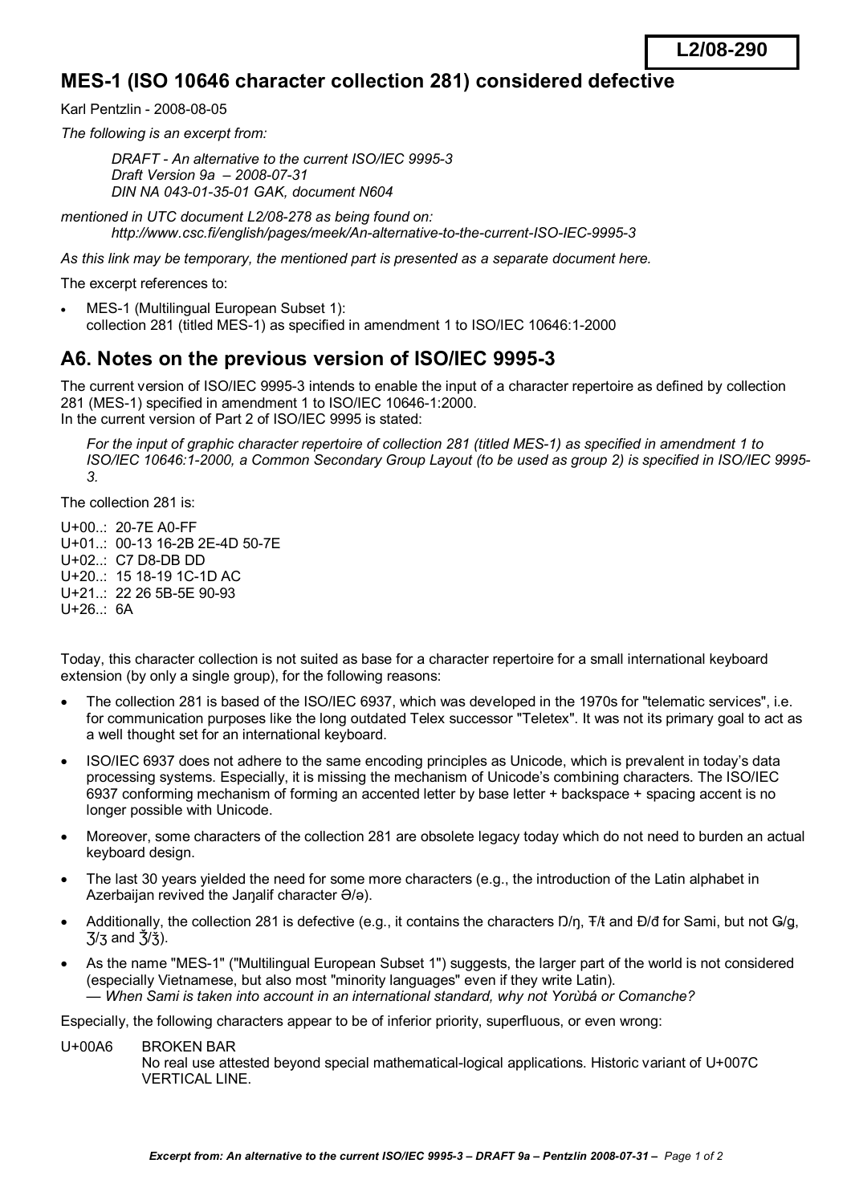L2/08-290

# MES-1 (ISO 10646 character collection 281) considered defective

Karl Pentzlin - 2008-08-05

*The following is an excerpt from:*

> *DRAFT - An alternative to the current ISO/IEC 9995-3*
> *Draft Version 9a – 2008-07-31*
> *DIN NA 043-01-35-01 GAK, document N604*

*mentioned in UTC document L2/08-278 as being found on:*

> *http://www.csc.fi/english/pages/meek/An-alternative-to-the-current-ISO-IEC-9995-3*

*As this link may be temporary, the mentioned part is presented as a separate document here.*

The excerpt references to:

- MES-1 (Multilingual European Subset 1):
  collection 281 (titled MES-1) as specified in amendment 1 to ISO/IEC 10646:1-2000

## A6. Notes on the previous version of ISO/IEC 9995-3

The current version of ISO/IEC 9995-3 intends to enable the input of a character repertoire as defined by collection 281 (MES-1) specified in amendment 1 to ISO/IEC 10646-1:2000.
In the current version of Part 2 of ISO/IEC 9995 is stated:

> *For the input of graphic character repertoire of collection 281 (titled MES-1) as specified in amendment 1 to ISO/IEC 10646:1-2000, a Common Secondary Group Layout (to be used as group 2) is specified in ISO/IEC 9995-3.*

The collection 281 is:

U+00..: 20-7E A0-FF
U+01..: 00-13 16-2B 2E-4D 50-7E
U+02..: C7 D8-DB DD
U+20..: 15 18-19 1C-1D AC
U+21..: 22 26 5B-5E 90-93
U+26..: 6A

Today, this character collection is not suited as base for a character repertoire for a small international keyboard extension (by only a single group), for the following reasons:

- The collection 281 is based of the ISO/IEC 6937, which was developed in the 1970s for "telematic services", i.e. for communication purposes like the long outdated Telex successor "Teletex". It was not its primary goal to act as a well thought set for an international keyboard.
- ISO/IEC 6937 does not adhere to the same encoding principles as Unicode, which is prevalent in today's data processing systems. Especially, it is missing the mechanism of Unicode's combining characters. The ISO/IEC 6937 conforming mechanism of forming an accented letter by base letter + backspace + spacing accent is no longer possible with Unicode.
- Moreover, some characters of the collection 281 are obsolete legacy today which do not need to burden an actual keyboard design.
- The last 30 years yielded the need for some more characters (e.g., the introduction of the Latin alphabet in Azerbaijan revived the Jaŋalif character Ə/ə).
- Additionally, the collection 281 is defective (e.g., it contains the characters Ŋ/ŋ, Ŧ/ŧ and Đ/đ for Sami, but not Ǥ/ǥ, Ʒ/ʒ and Ǯ/ǯ).
- As the name "MES-1" ("Multilingual European Subset 1") suggests, the larger part of the world is not considered (especially Vietnamese, but also most "minority languages" even if they write Latin).
  — *When Sami is taken into account in an international standard, why not Yorùbá or Comanche?*

Especially, the following characters appear to be of inferior priority, superfluous, or even wrong:

U+00A6 BROKEN BAR
No real use attested beyond special mathematical-logical applications. Historic variant of U+007C VERTICAL LINE.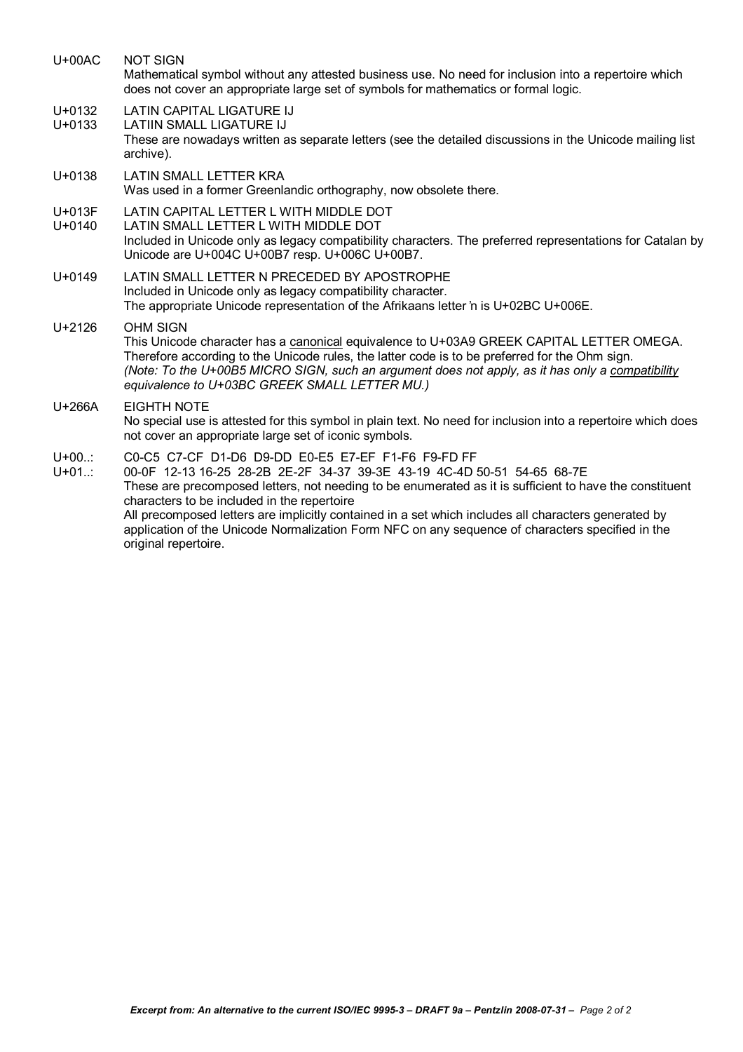U+00AC NOT SIGN
Mathematical symbol without any attested business use. No need for inclusion into a repertoire which does not cover an appropriate large set of symbols for mathematics or formal logic.

U+0132 LATIN CAPITAL LIGATURE IJ
U+0133 LATIIN SMALL LIGATURE IJ
These are nowadays written as separate letters (see the detailed discussions in the Unicode mailing list archive).

U+0138 LATIN SMALL LETTER KRA
Was used in a former Greenlandic orthography, now obsolete there.

U+013F LATIN CAPITAL LETTER L WITH MIDDLE DOT
U+0140 LATIN SMALL LETTER L WITH MIDDLE DOT
Included in Unicode only as legacy compatibility characters. The preferred representations for Catalan by Unicode are U+004C U+00B7 resp. U+006C U+00B7.

U+0149 LATIN SMALL LETTER N PRECEDED BY APOSTROPHE
Included in Unicode only as legacy compatibility character.
The appropriate Unicode representation of the Afrikaans letter ʼn is U+02BC U+006E.

U+2126 OHM SIGN
This Unicode character has a canonical equivalence to U+03A9 GREEK CAPITAL LETTER OMEGA. Therefore according to the Unicode rules, the latter code is to be preferred for the Ohm sign.
*(Note: To the U+00B5 MICRO SIGN, such an argument does not apply, as it has only a compatibility equivalence to U+03BC GREEK SMALL LETTER MU.)*

U+266A EIGHTH NOTE
No special use is attested for this symbol in plain text. No need for inclusion into a repertoire which does not cover an appropriate large set of iconic symbols.

U+00..: C0-C5 C7-CF D1-D6 D9-DD E0-E5 E7-EF F1-F6 F9-FD FF
U+01..: 00-0F 12-13 16-25 28-2B 2E-2F 34-37 39-3E 43-19 4C-4D 50-51 54-65 68-7E
These are precomposed letters, not needing to be enumerated as it is sufficient to have the constituent characters to be included in the repertoire
All precomposed letters are implicitly contained in a set which includes all characters generated by application of the Unicode Normalization Form NFC on any sequence of characters specified in the original repertoire.

*Excerpt from: An alternative to the current ISO/IEC 9995-3 – DRAFT 9a – Pentzlin 2008-07-31 –*